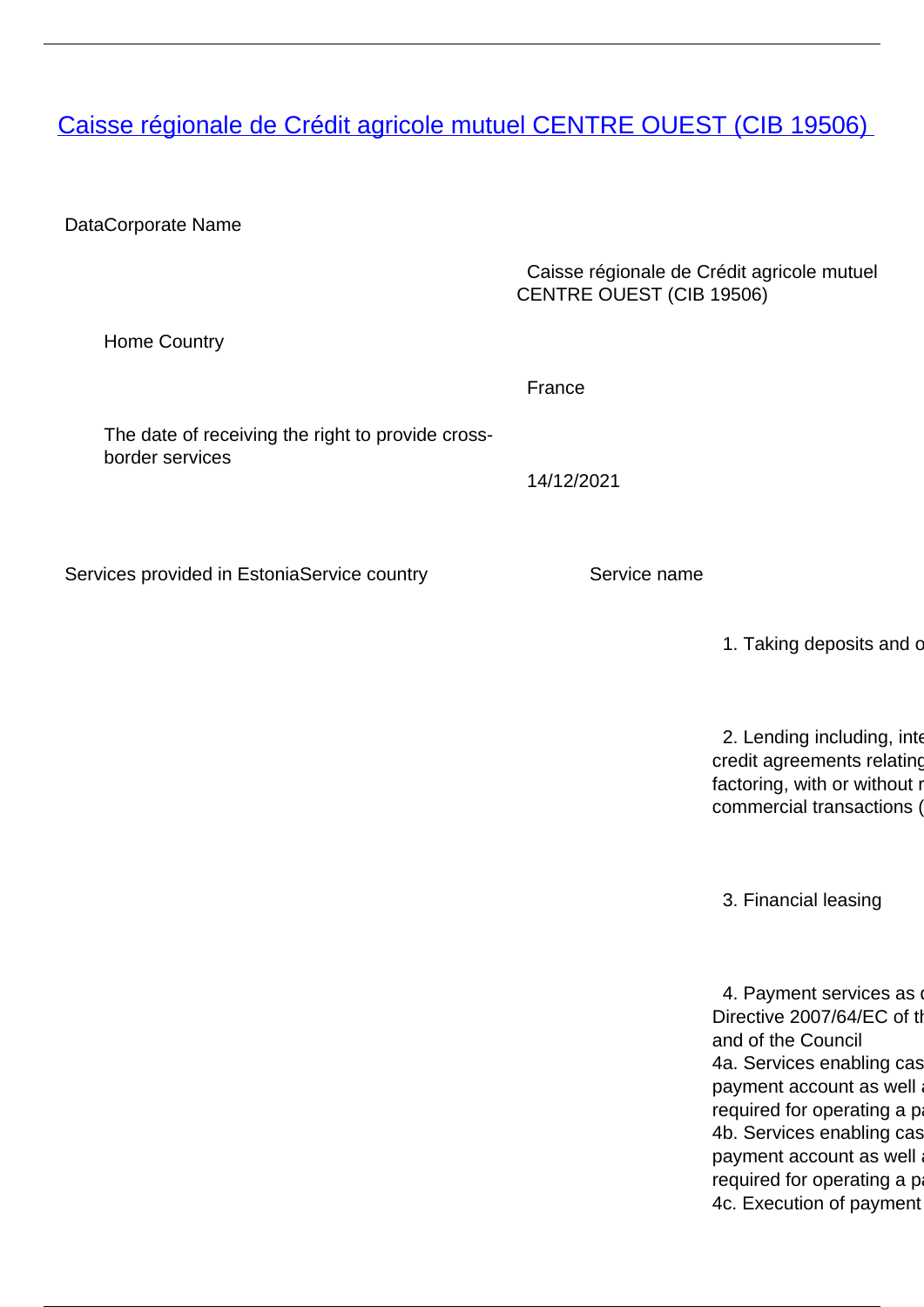# [Caisse régionale de Crédit agricole mutuel CENTRE OUEST (CIB 19506)]

| DataCorporate Name | |
|---|---|
| | Caisse régionale de Crédit agricole mutuel CENTRE OUEST (CIB 19506) |
| Home Country | |
| | France |
| The date of receiving the right to provide cross-border services | |
| | 14/12/2021 |

| Services provided in EstoniaService country | Service name |
|---|---|
| | 1. Taking deposits and o |
| | 2. Lending including, inte credit agreements relating factoring, with or without r commercial transactions ( |
| | 3. Financial leasing |
| | 4. Payment services as d Directive 2007/64/EC of th and of the Council<br>4a. Services enabling cas payment account as well a required for operating a pa<br>4b. Services enabling cas payment account as well a required for operating a pa<br>4c. Execution of payment |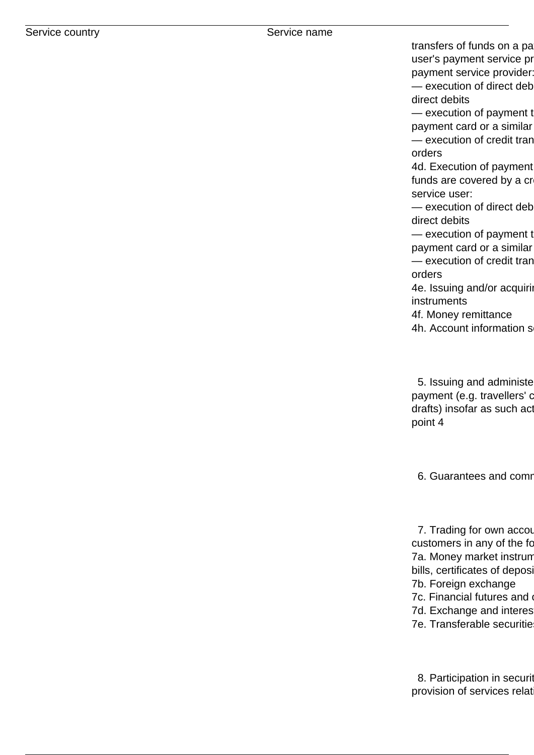| Service country | Service name | |
|---|---|---|
| | | transfers of funds on a pa<br>user's payment service pr<br>payment service provider:<br>— execution of direct deb<br>direct debits<br>— execution of payment t<br>payment card or a similar<br>— execution of credit tran<br>orders<br>4d. Execution of payment<br>funds are covered by a cr<br>service user:<br>— execution of direct deb<br>direct debits<br>— execution of payment t<br>payment card or a similar<br>— execution of credit tran<br>orders<br>4e. Issuing and/or acquiri<br>instruments<br>4f. Money remittance<br>4h. Account information s |
| | | 5. Issuing and administe<br>payment (e.g. travellers' c<br>drafts) insofar as such ac<br>point 4 |
| | | 6. Guarantees and comn |
| | | 7. Trading for own accou<br>customers in any of the fo<br>7a. Money market instrum<br>bills, certificates of deposi<br>7b. Foreign exchange<br>7c. Financial futures and<br>7d. Exchange and interes<br>7e. Transferable securitie |
| | | 8. Participation in securit<br>provision of services relat |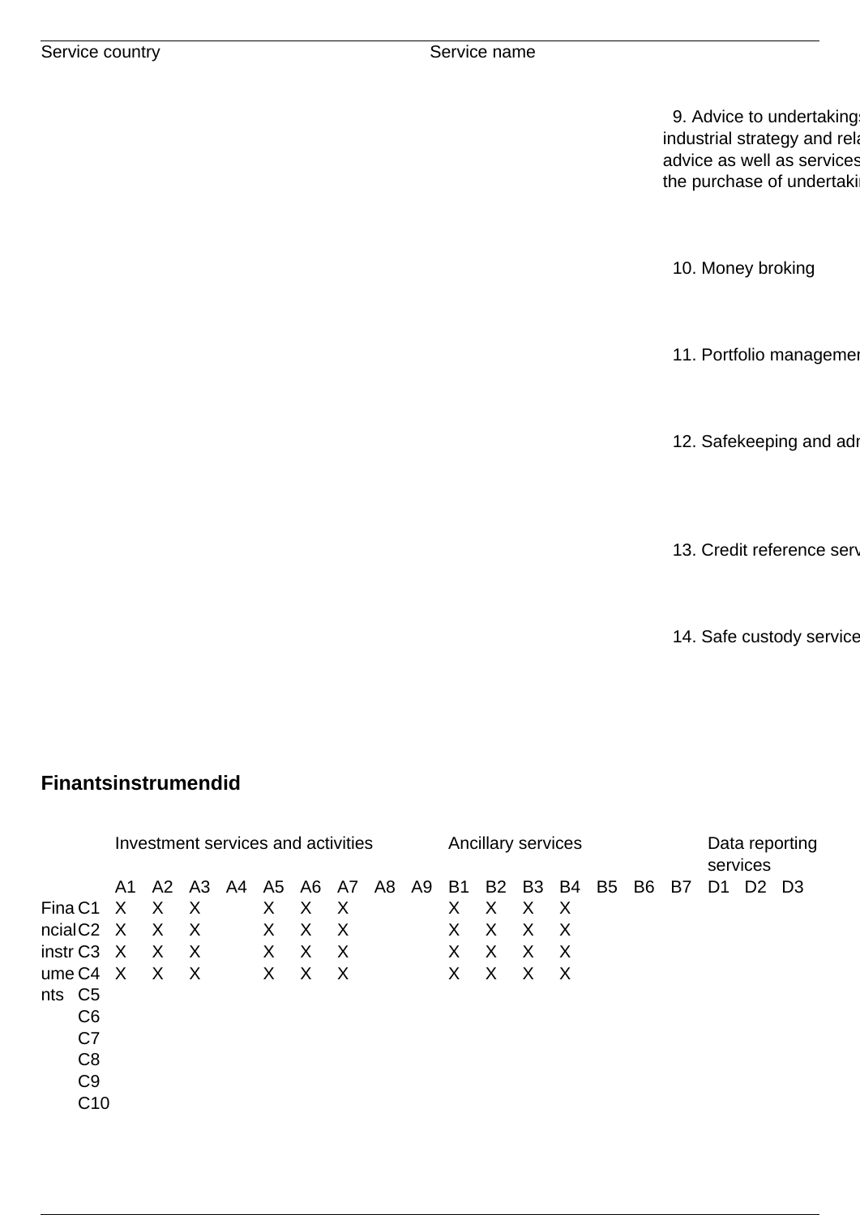| Service country | Service name |
|---|---|
| | 9. Advice to undertakings industrial strategy and rela advice as well as services the purchase of undertakin |
| | 10. Money broking |
| | 11. Portfolio managemen |
| | 12. Safekeeping and adr |
| | 13. Credit reference serv |
| | 14. Safe custody service |

## Finantsinstrumendid

| | | Investment services and activities | | | | | | | | | Ancillary services | | | | | | | Data reporting services | | |
|---|---|---|---|---|---|---|---|---|---|---|---|---|---|---|---|---|---|---|---|---|
| | | A1 | A2 | A3 | A4 | A5 | A6 | A7 | A8 | A9 | B1 | B2 | B3 | B4 | B5 | B6 | B7 | D1 | D2 | D3 |
| Financial instruments | C1 | X | X | X | | X | X | X | | | X | X | X | X | | | | | | |
| | C2 | X | X | X | | X | X | X | | | X | X | X | X | | | | | | |
| | C3 | X | X | X | | X | X | X | | | X | X | X | X | | | | | | |
| | C4 | X | X | X | | X | X | X | | | X | X | X | X | | | | | | |
| | C5 | | | | | | | | | | | | | | | | | | | |
| | C6 | | | | | | | | | | | | | | | | | | | |
| | C7 | | | | | | | | | | | | | | | | | | | |
| | C8 | | | | | | | | | | | | | | | | | | | |
| | C9 | | | | | | | | | | | | | | | | | | | |
| | C10 | | | | | | | | | | | | | | | | | | | |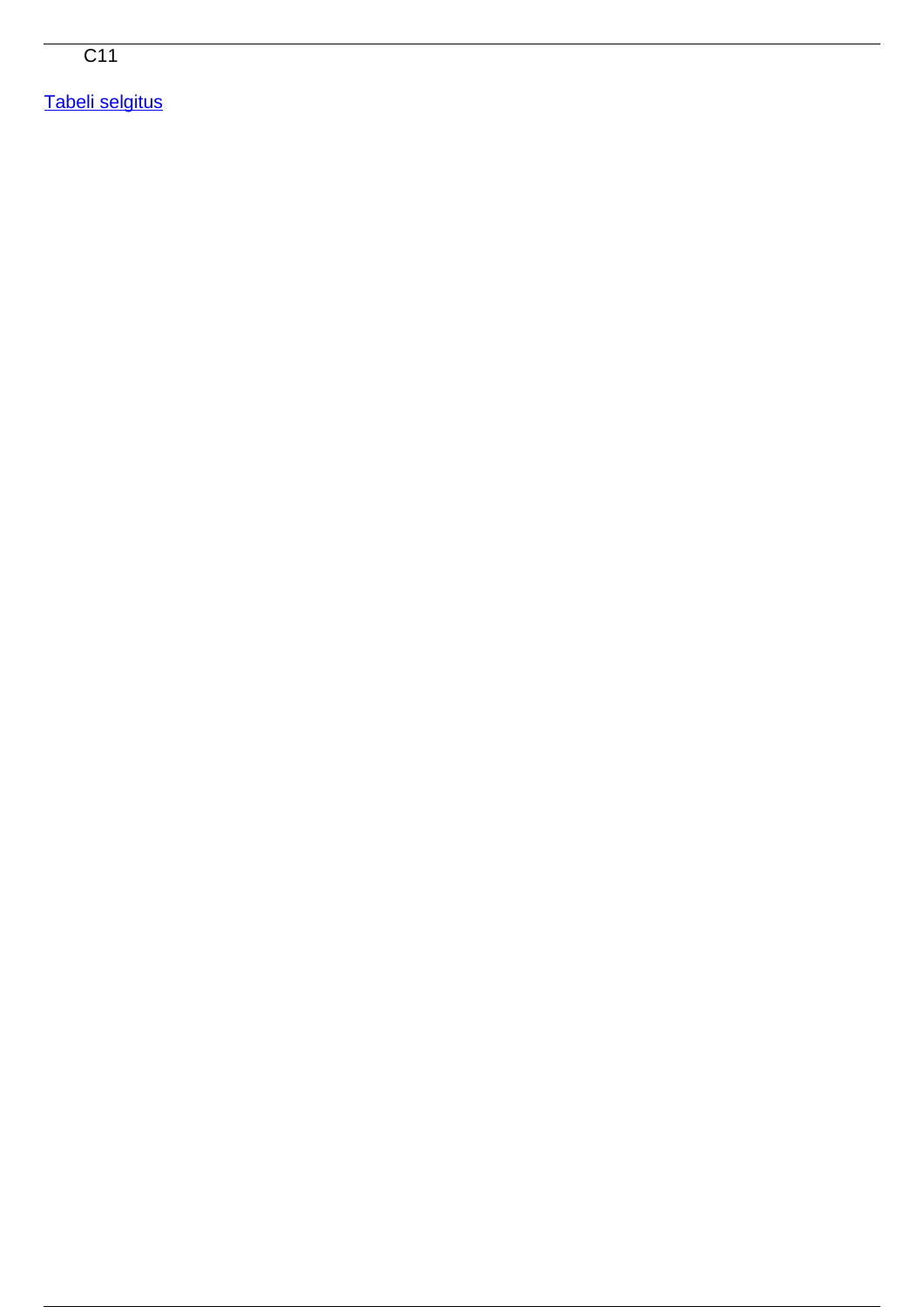C11

[Tabeli selgitus]